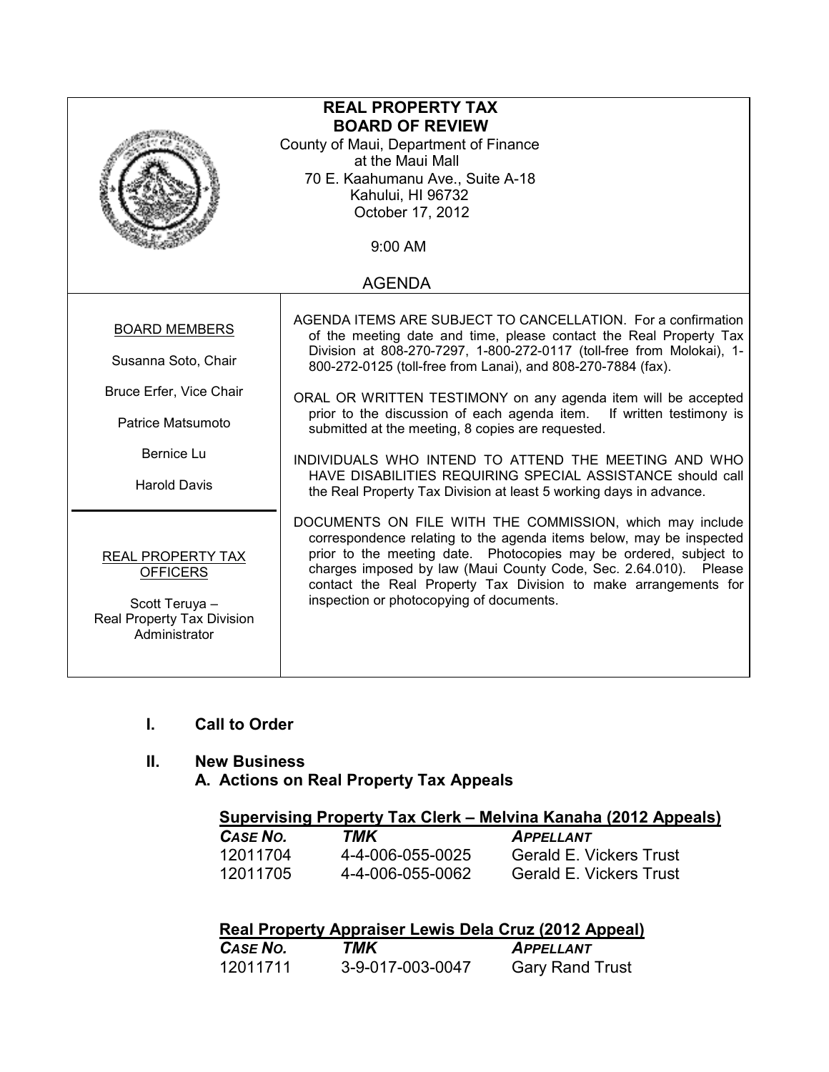# REAL PROPERTY TAX
# BOARD OF REVIEW

County of Maui, Department of Finance
at the Maui Mall
70 E. Kaahumanu Ave., Suite A-18
Kahului, HI 96732
October 17, 2012

9:00 AM

## AGENDA

**BOARD MEMBERS**

Susanna Soto, Chair

Bruce Erfer, Vice Chair

Patrice Matsumoto

Bernice Lu

Harold Davis

**REAL PROPERTY TAX OFFICERS**

Scott Teruya –
Real Property Tax Division Administrator

AGENDA ITEMS ARE SUBJECT TO CANCELLATION. For a confirmation of the meeting date and time, please contact the Real Property Tax Division at 808-270-7297, 1-800-272-0117 (toll-free from Molokai), 1-800-272-0125 (toll-free from Lanai), and 808-270-7884 (fax).

ORAL OR WRITTEN TESTIMONY on any agenda item will be accepted prior to the discussion of each agenda item. If written testimony is submitted at the meeting, 8 copies are requested.

INDIVIDUALS WHO INTEND TO ATTEND THE MEETING AND WHO HAVE DISABILITIES REQUIRING SPECIAL ASSISTANCE should call the Real Property Tax Division at least 5 working days in advance.

DOCUMENTS ON FILE WITH THE COMMISSION, which may include correspondence relating to the agenda items below, may be inspected prior to the meeting date. Photocopies may be ordered, subject to charges imposed by law (Maui County Code, Sec. 2.64.010). Please contact the Real Property Tax Division to make arrangements for inspection or photocopying of documents.

## I. Call to Order

## II. New Business

### A. Actions on Real Property Tax Appeals

**Supervising Property Tax Clerk – Melvina Kanaha (2012 Appeals)**

| *CASE NO.* | *TMK* | *APPELLANT* |
|---|---|---|
| 12011704 | 4-4-006-055-0025 | Gerald E. Vickers Trust |
| 12011705 | 4-4-006-055-0062 | Gerald E. Vickers Trust |

**Real Property Appraiser Lewis Dela Cruz (2012 Appeal)**

| *CASE NO.* | *TMK* | *APPELLANT* |
|---|---|---|
| 12011711 | 3-9-017-003-0047 | Gary Rand Trust |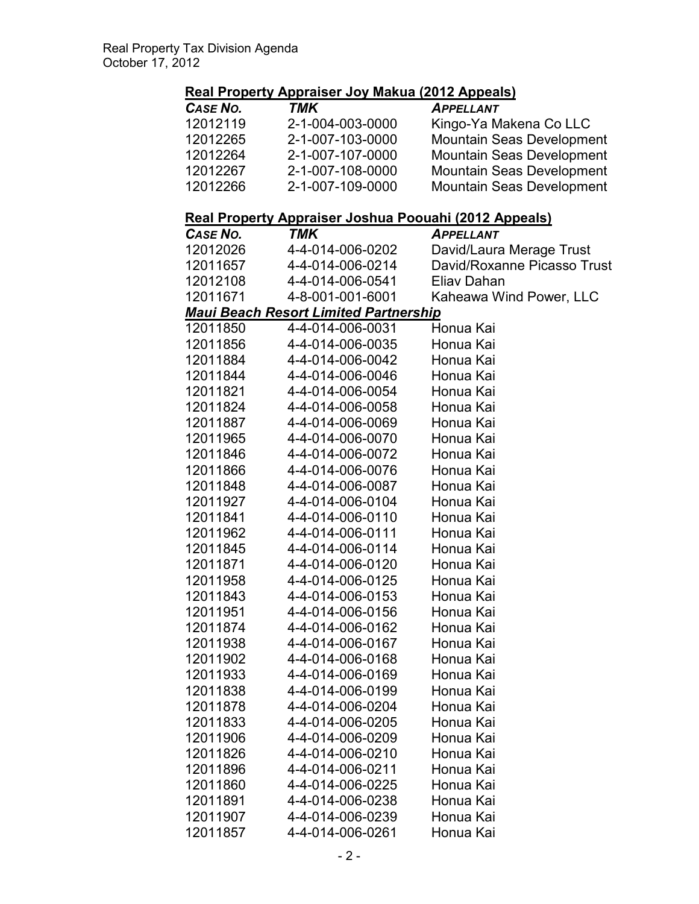## Real Property Appraiser Joy Makua (2012 Appeals)

| *CASE NO.* | *TMK* | *APPELLANT* |
|---|---|---|
| 12012119 | 2-1-004-003-0000 | Kingo-Ya Makena Co LLC |
| 12012265 | 2-1-007-103-0000 | Mountain Seas Development |
| 12012264 | 2-1-007-107-0000 | Mountain Seas Development |
| 12012267 | 2-1-007-108-0000 | Mountain Seas Development |
| 12012266 | 2-1-007-109-0000 | Mountain Seas Development |

## Real Property Appraiser Joshua Poouahi (2012 Appeals)

| *CASE NO.* | *TMK* | *APPELLANT* |
|---|---|---|
| 12012026 | 4-4-014-006-0202 | David/Laura Merage Trust |
| 12011657 | 4-4-014-006-0214 | David/Roxanne Picasso Trust |
| 12012108 | 4-4-014-006-0541 | Eliav Dahan |
| 12011671 | 4-8-001-001-6001 | Kaheawa Wind Power, LLC |

***Maui Beach Resort Limited Partnership***

| | | |
|---|---|---|
| 12011850 | 4-4-014-006-0031 | Honua Kai |
| 12011856 | 4-4-014-006-0035 | Honua Kai |
| 12011884 | 4-4-014-006-0042 | Honua Kai |
| 12011844 | 4-4-014-006-0046 | Honua Kai |
| 12011821 | 4-4-014-006-0054 | Honua Kai |
| 12011824 | 4-4-014-006-0058 | Honua Kai |
| 12011887 | 4-4-014-006-0069 | Honua Kai |
| 12011965 | 4-4-014-006-0070 | Honua Kai |
| 12011846 | 4-4-014-006-0072 | Honua Kai |
| 12011866 | 4-4-014-006-0076 | Honua Kai |
| 12011848 | 4-4-014-006-0087 | Honua Kai |
| 12011927 | 4-4-014-006-0104 | Honua Kai |
| 12011841 | 4-4-014-006-0110 | Honua Kai |
| 12011962 | 4-4-014-006-0111 | Honua Kai |
| 12011845 | 4-4-014-006-0114 | Honua Kai |
| 12011871 | 4-4-014-006-0120 | Honua Kai |
| 12011958 | 4-4-014-006-0125 | Honua Kai |
| 12011843 | 4-4-014-006-0153 | Honua Kai |
| 12011951 | 4-4-014-006-0156 | Honua Kai |
| 12011874 | 4-4-014-006-0162 | Honua Kai |
| 12011938 | 4-4-014-006-0167 | Honua Kai |
| 12011902 | 4-4-014-006-0168 | Honua Kai |
| 12011933 | 4-4-014-006-0169 | Honua Kai |
| 12011838 | 4-4-014-006-0199 | Honua Kai |
| 12011878 | 4-4-014-006-0204 | Honua Kai |
| 12011833 | 4-4-014-006-0205 | Honua Kai |
| 12011906 | 4-4-014-006-0209 | Honua Kai |
| 12011826 | 4-4-014-006-0210 | Honua Kai |
| 12011896 | 4-4-014-006-0211 | Honua Kai |
| 12011860 | 4-4-014-006-0225 | Honua Kai |
| 12011891 | 4-4-014-006-0238 | Honua Kai |
| 12011907 | 4-4-014-006-0239 | Honua Kai |
| 12011857 | 4-4-014-006-0261 | Honua Kai |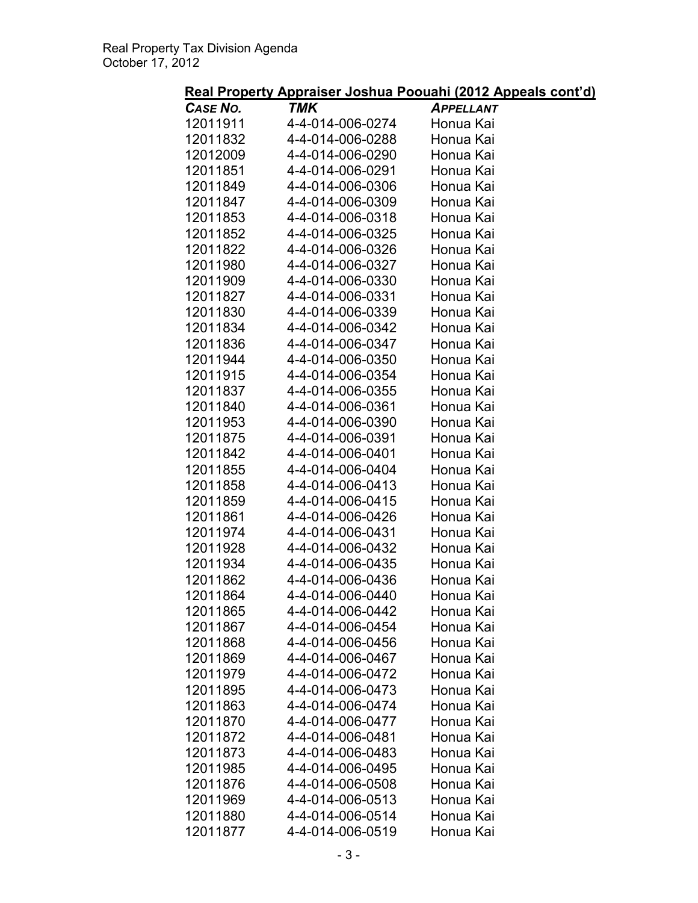## Real Property Appraiser Joshua Poouahi (2012 Appeals cont'd)

| *CASE NO.* | *TMK* | *APPELLANT* |
|---|---|---|
| 12011911 | 4-4-014-006-0274 | Honua Kai |
| 12011832 | 4-4-014-006-0288 | Honua Kai |
| 12012009 | 4-4-014-006-0290 | Honua Kai |
| 12011851 | 4-4-014-006-0291 | Honua Kai |
| 12011849 | 4-4-014-006-0306 | Honua Kai |
| 12011847 | 4-4-014-006-0309 | Honua Kai |
| 12011853 | 4-4-014-006-0318 | Honua Kai |
| 12011852 | 4-4-014-006-0325 | Honua Kai |
| 12011822 | 4-4-014-006-0326 | Honua Kai |
| 12011980 | 4-4-014-006-0327 | Honua Kai |
| 12011909 | 4-4-014-006-0330 | Honua Kai |
| 12011827 | 4-4-014-006-0331 | Honua Kai |
| 12011830 | 4-4-014-006-0339 | Honua Kai |
| 12011834 | 4-4-014-006-0342 | Honua Kai |
| 12011836 | 4-4-014-006-0347 | Honua Kai |
| 12011944 | 4-4-014-006-0350 | Honua Kai |
| 12011915 | 4-4-014-006-0354 | Honua Kai |
| 12011837 | 4-4-014-006-0355 | Honua Kai |
| 12011840 | 4-4-014-006-0361 | Honua Kai |
| 12011953 | 4-4-014-006-0390 | Honua Kai |
| 12011875 | 4-4-014-006-0391 | Honua Kai |
| 12011842 | 4-4-014-006-0401 | Honua Kai |
| 12011855 | 4-4-014-006-0404 | Honua Kai |
| 12011858 | 4-4-014-006-0413 | Honua Kai |
| 12011859 | 4-4-014-006-0415 | Honua Kai |
| 12011861 | 4-4-014-006-0426 | Honua Kai |
| 12011974 | 4-4-014-006-0431 | Honua Kai |
| 12011928 | 4-4-014-006-0432 | Honua Kai |
| 12011934 | 4-4-014-006-0435 | Honua Kai |
| 12011862 | 4-4-014-006-0436 | Honua Kai |
| 12011864 | 4-4-014-006-0440 | Honua Kai |
| 12011865 | 4-4-014-006-0442 | Honua Kai |
| 12011867 | 4-4-014-006-0454 | Honua Kai |
| 12011868 | 4-4-014-006-0456 | Honua Kai |
| 12011869 | 4-4-014-006-0467 | Honua Kai |
| 12011979 | 4-4-014-006-0472 | Honua Kai |
| 12011895 | 4-4-014-006-0473 | Honua Kai |
| 12011863 | 4-4-014-006-0474 | Honua Kai |
| 12011870 | 4-4-014-006-0477 | Honua Kai |
| 12011872 | 4-4-014-006-0481 | Honua Kai |
| 12011873 | 4-4-014-006-0483 | Honua Kai |
| 12011985 | 4-4-014-006-0495 | Honua Kai |
| 12011876 | 4-4-014-006-0508 | Honua Kai |
| 12011969 | 4-4-014-006-0513 | Honua Kai |
| 12011880 | 4-4-014-006-0514 | Honua Kai |
| 12011877 | 4-4-014-006-0519 | Honua Kai |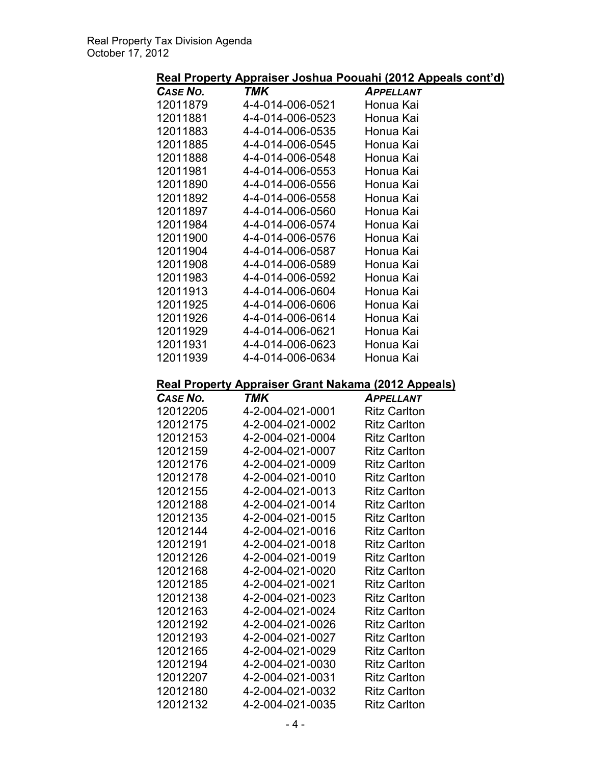## Real Property Appraiser Joshua Poouahi (2012 Appeals cont'd)

| *CASE NO.* | *TMK* | *APPELLANT* |
|---|---|---|
| 12011879 | 4-4-014-006-0521 | Honua Kai |
| 12011881 | 4-4-014-006-0523 | Honua Kai |
| 12011883 | 4-4-014-006-0535 | Honua Kai |
| 12011885 | 4-4-014-006-0545 | Honua Kai |
| 12011888 | 4-4-014-006-0548 | Honua Kai |
| 12011981 | 4-4-014-006-0553 | Honua Kai |
| 12011890 | 4-4-014-006-0556 | Honua Kai |
| 12011892 | 4-4-014-006-0558 | Honua Kai |
| 12011897 | 4-4-014-006-0560 | Honua Kai |
| 12011984 | 4-4-014-006-0574 | Honua Kai |
| 12011900 | 4-4-014-006-0576 | Honua Kai |
| 12011904 | 4-4-014-006-0587 | Honua Kai |
| 12011908 | 4-4-014-006-0589 | Honua Kai |
| 12011983 | 4-4-014-006-0592 | Honua Kai |
| 12011913 | 4-4-014-006-0604 | Honua Kai |
| 12011925 | 4-4-014-006-0606 | Honua Kai |
| 12011926 | 4-4-014-006-0614 | Honua Kai |
| 12011929 | 4-4-014-006-0621 | Honua Kai |
| 12011931 | 4-4-014-006-0623 | Honua Kai |
| 12011939 | 4-4-014-006-0634 | Honua Kai |

## Real Property Appraiser Grant Nakama (2012 Appeals)

| *CASE NO.* | *TMK* | *APPELLANT* |
|---|---|---|
| 12012205 | 4-2-004-021-0001 | Ritz Carlton |
| 12012175 | 4-2-004-021-0002 | Ritz Carlton |
| 12012153 | 4-2-004-021-0004 | Ritz Carlton |
| 12012159 | 4-2-004-021-0007 | Ritz Carlton |
| 12012176 | 4-2-004-021-0009 | Ritz Carlton |
| 12012178 | 4-2-004-021-0010 | Ritz Carlton |
| 12012155 | 4-2-004-021-0013 | Ritz Carlton |
| 12012188 | 4-2-004-021-0014 | Ritz Carlton |
| 12012135 | 4-2-004-021-0015 | Ritz Carlton |
| 12012144 | 4-2-004-021-0016 | Ritz Carlton |
| 12012191 | 4-2-004-021-0018 | Ritz Carlton |
| 12012126 | 4-2-004-021-0019 | Ritz Carlton |
| 12012168 | 4-2-004-021-0020 | Ritz Carlton |
| 12012185 | 4-2-004-021-0021 | Ritz Carlton |
| 12012138 | 4-2-004-021-0023 | Ritz Carlton |
| 12012163 | 4-2-004-021-0024 | Ritz Carlton |
| 12012192 | 4-2-004-021-0026 | Ritz Carlton |
| 12012193 | 4-2-004-021-0027 | Ritz Carlton |
| 12012165 | 4-2-004-021-0029 | Ritz Carlton |
| 12012194 | 4-2-004-021-0030 | Ritz Carlton |
| 12012207 | 4-2-004-021-0031 | Ritz Carlton |
| 12012180 | 4-2-004-021-0032 | Ritz Carlton |
| 12012132 | 4-2-004-021-0035 | Ritz Carlton |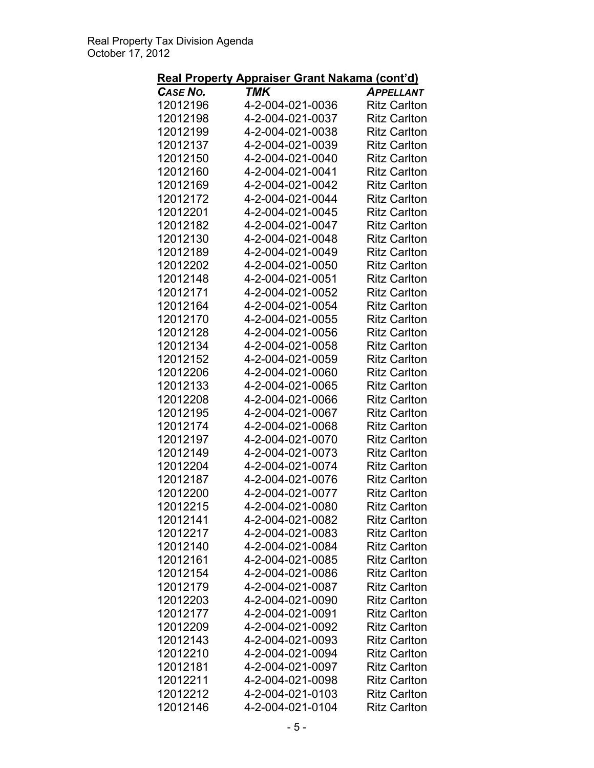## Real Property Appraiser Grant Nakama (cont'd)

| *CASE NO.* | ***TMK*** | ***APPELLANT*** |
|---|---|---|
| 12012196 | 4-2-004-021-0036 | Ritz Carlton |
| 12012198 | 4-2-004-021-0037 | Ritz Carlton |
| 12012199 | 4-2-004-021-0038 | Ritz Carlton |
| 12012137 | 4-2-004-021-0039 | Ritz Carlton |
| 12012150 | 4-2-004-021-0040 | Ritz Carlton |
| 12012160 | 4-2-004-021-0041 | Ritz Carlton |
| 12012169 | 4-2-004-021-0042 | Ritz Carlton |
| 12012172 | 4-2-004-021-0044 | Ritz Carlton |
| 12012201 | 4-2-004-021-0045 | Ritz Carlton |
| 12012182 | 4-2-004-021-0047 | Ritz Carlton |
| 12012130 | 4-2-004-021-0048 | Ritz Carlton |
| 12012189 | 4-2-004-021-0049 | Ritz Carlton |
| 12012202 | 4-2-004-021-0050 | Ritz Carlton |
| 12012148 | 4-2-004-021-0051 | Ritz Carlton |
| 12012171 | 4-2-004-021-0052 | Ritz Carlton |
| 12012164 | 4-2-004-021-0054 | Ritz Carlton |
| 12012170 | 4-2-004-021-0055 | Ritz Carlton |
| 12012128 | 4-2-004-021-0056 | Ritz Carlton |
| 12012134 | 4-2-004-021-0058 | Ritz Carlton |
| 12012152 | 4-2-004-021-0059 | Ritz Carlton |
| 12012206 | 4-2-004-021-0060 | Ritz Carlton |
| 12012133 | 4-2-004-021-0065 | Ritz Carlton |
| 12012208 | 4-2-004-021-0066 | Ritz Carlton |
| 12012195 | 4-2-004-021-0067 | Ritz Carlton |
| 12012174 | 4-2-004-021-0068 | Ritz Carlton |
| 12012197 | 4-2-004-021-0070 | Ritz Carlton |
| 12012149 | 4-2-004-021-0073 | Ritz Carlton |
| 12012204 | 4-2-004-021-0074 | Ritz Carlton |
| 12012187 | 4-2-004-021-0076 | Ritz Carlton |
| 12012200 | 4-2-004-021-0077 | Ritz Carlton |
| 12012215 | 4-2-004-021-0080 | Ritz Carlton |
| 12012141 | 4-2-004-021-0082 | Ritz Carlton |
| 12012217 | 4-2-004-021-0083 | Ritz Carlton |
| 12012140 | 4-2-004-021-0084 | Ritz Carlton |
| 12012161 | 4-2-004-021-0085 | Ritz Carlton |
| 12012154 | 4-2-004-021-0086 | Ritz Carlton |
| 12012179 | 4-2-004-021-0087 | Ritz Carlton |
| 12012203 | 4-2-004-021-0090 | Ritz Carlton |
| 12012177 | 4-2-004-021-0091 | Ritz Carlton |
| 12012209 | 4-2-004-021-0092 | Ritz Carlton |
| 12012143 | 4-2-004-021-0093 | Ritz Carlton |
| 12012210 | 4-2-004-021-0094 | Ritz Carlton |
| 12012181 | 4-2-004-021-0097 | Ritz Carlton |
| 12012211 | 4-2-004-021-0098 | Ritz Carlton |
| 12012212 | 4-2-004-021-0103 | Ritz Carlton |
| 12012146 | 4-2-004-021-0104 | Ritz Carlton |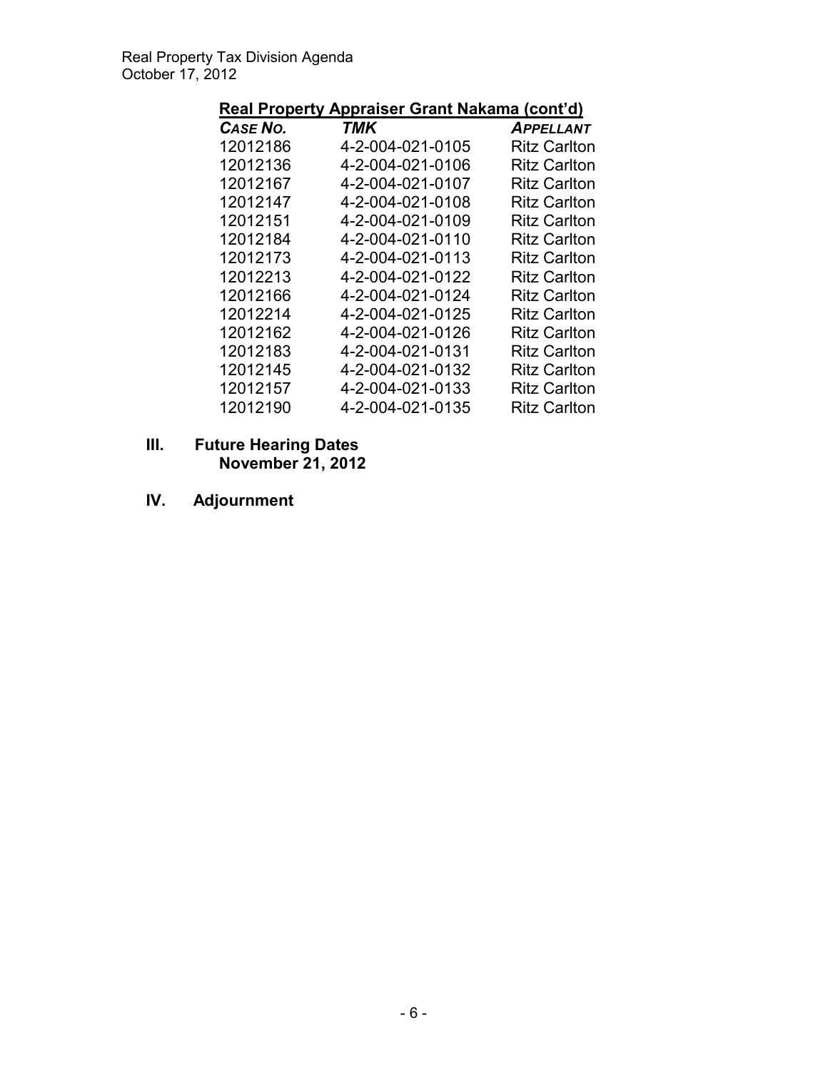**Real Property Appraiser Grant Nakama (cont'd)**

| *CASE NO.* | *TMK* | *APPELLANT* |
|---|---|---|
| 12012186 | 4-2-004-021-0105 | Ritz Carlton |
| 12012136 | 4-2-004-021-0106 | Ritz Carlton |
| 12012167 | 4-2-004-021-0107 | Ritz Carlton |
| 12012147 | 4-2-004-021-0108 | Ritz Carlton |
| 12012151 | 4-2-004-021-0109 | Ritz Carlton |
| 12012184 | 4-2-004-021-0110 | Ritz Carlton |
| 12012173 | 4-2-004-021-0113 | Ritz Carlton |
| 12012213 | 4-2-004-021-0122 | Ritz Carlton |
| 12012166 | 4-2-004-021-0124 | Ritz Carlton |
| 12012214 | 4-2-004-021-0125 | Ritz Carlton |
| 12012162 | 4-2-004-021-0126 | Ritz Carlton |
| 12012183 | 4-2-004-021-0131 | Ritz Carlton |
| 12012145 | 4-2-004-021-0132 | Ritz Carlton |
| 12012157 | 4-2-004-021-0133 | Ritz Carlton |
| 12012190 | 4-2-004-021-0135 | Ritz Carlton |

## III. Future Hearing Dates

**November 21, 2012**

## IV. Adjournment